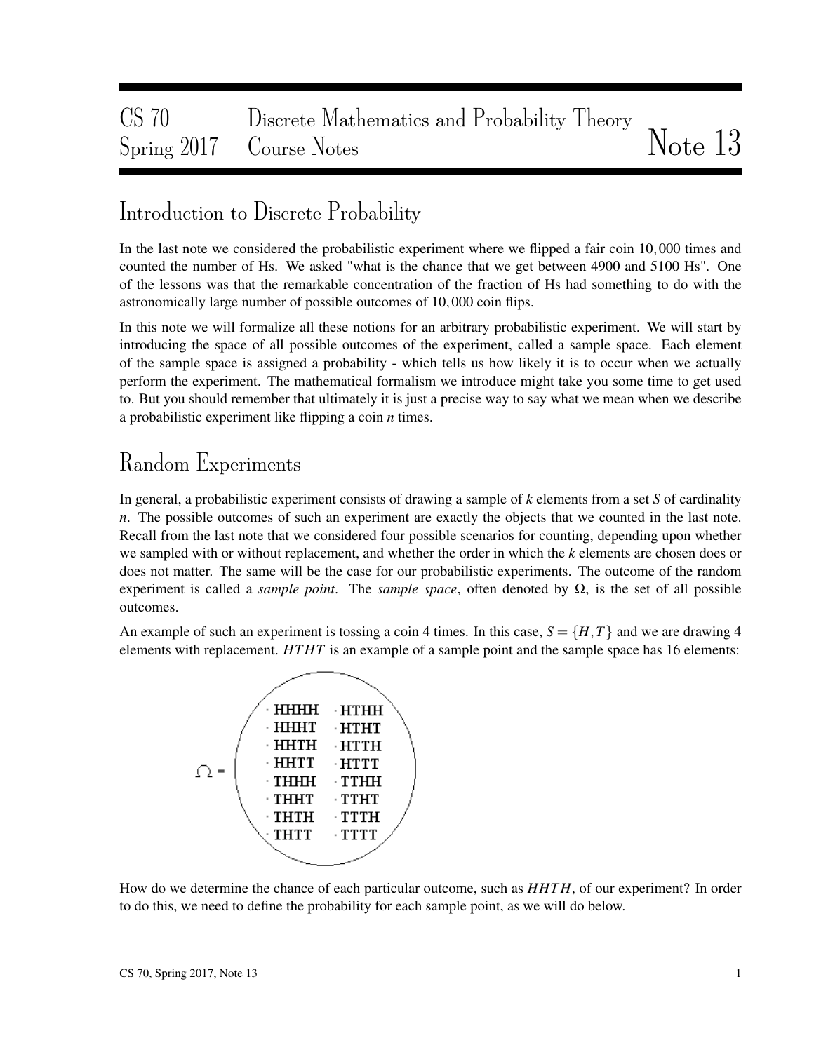# CS 70 Discrete Mathematics and Probability Theory Spring 2017 Course Notes Note 13

## Introduction to Discrete Probability

In the last note we considered the probabilistic experiment where we flipped a fair coin $10,000$ times and counted the number of Hs. We asked "what is the chance that we get between 4900 and 5100 Hs". One of the lessons was that the remarkable concentration of the fraction of Hs had something to do with the astronomically large number of possible outcomes of $10,000$ coin flips.

In this note we will formalize all these notions for an arbitrary probabilistic experiment. We will start by introducing the space of all possible outcomes of the experiment, called a sample space. Each element of the sample space is assigned a probability - which tells us how likely it is to occur when we actually perform the experiment. The mathematical formalism we introduce might take you some time to get used to. But you should remember that ultimately it is just a precise way to say what we mean when we describe a probabilistic experiment like flipping a coin $n$ times.

## Random Experiments

In general, a probabilistic experiment consists of drawing a sample of $k$ elements from a set $S$ of cardinality $n$. The possible outcomes of such an experiment are exactly the objects that we counted in the last note. Recall from the last note that we considered four possible scenarios for counting, depending upon whether we sampled with or without replacement, and whether the order in which the $k$ elements are chosen does or does not matter. The same will be the case for our probabilistic experiments. The outcome of the random experiment is called a *sample point*. The *sample space*, often denoted by $\Omega$, is the set of all possible outcomes.

An example of such an experiment is tossing a coin 4 times. In this case, $S = \{H, T\}$ and we are drawing 4 elements with replacement. $HTHT$ is an example of a sample point and the sample space has 16 elements:

$\Omega$ = { HHHH, HHHT, HHTH, HHTT, THHH, THHT, THTH, THTT, HTHH, HTHT, HTTH, HTTT, TTHH, TTHT, TTTH, TTTT }

How do we determine the chance of each particular outcome, such as $HHTH$, of our experiment? In order to do this, we need to define the probability for each sample point, as we will do below.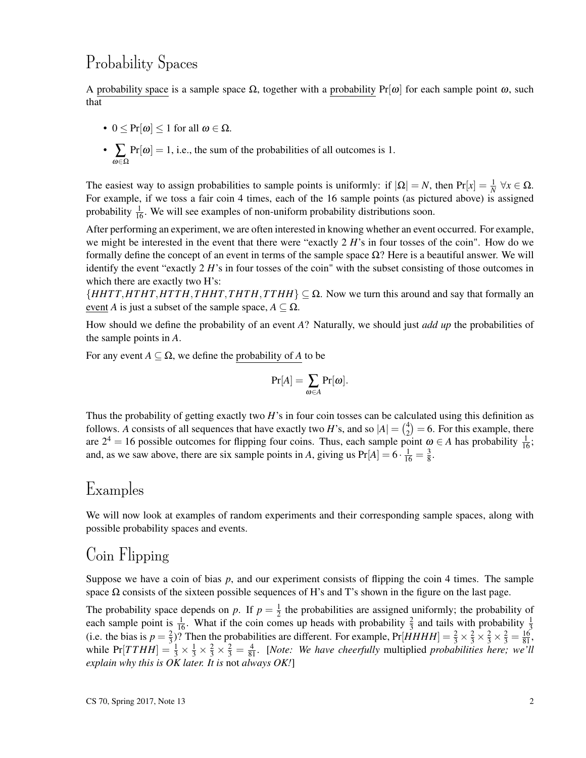# Probability Spaces

A probability space is a sample space $\Omega$, together with a probability $\Pr[\omega]$ for each sample point $\omega$, such that

- $0 \leq \Pr[\omega] \leq 1$ for all $\omega \in \Omega$.
- $\sum_{\omega \in \Omega} \Pr[\omega] = 1$, i.e., the sum of the probabilities of all outcomes is 1.

The easiest way to assign probabilities to sample points is uniformly: if $|\Omega| = N$, then $\Pr[x] = \frac{1}{N}$ $\forall x \in \Omega$. For example, if we toss a fair coin 4 times, each of the 16 sample points (as pictured above) is assigned probability $\frac{1}{16}$. We will see examples of non-uniform probability distributions soon.

After performing an experiment, we are often interested in knowing whether an event occurred. For example, we might be interested in the event that there were "exactly 2 $H$'s in four tosses of the coin". How do we formally define the concept of an event in terms of the sample space $\Omega$? Here is a beautiful answer. We will identify the event "exactly 2 $H$'s in four tosses of the coin" with the subset consisting of those outcomes in which there are exactly two H's:
$\{HHTT, HTHT, HTTH, THHT, THTH, TTHH\} \subseteq \Omega$. Now we turn this around and say that formally an event $A$ is just a subset of the sample space, $A \subseteq \Omega$.

How should we define the probability of an event $A$? Naturally, we should just *add up* the probabilities of the sample points in $A$.

For any event $A \subseteq \Omega$, we define the probability of $A$ to be

$$\Pr[A] = \sum_{\omega \in A} \Pr[\omega].$$

Thus the probability of getting exactly two $H$'s in four coin tosses can be calculated using this definition as follows. $A$ consists of all sequences that have exactly two $H$'s, and so $|A| = \binom{4}{2} = 6$. For this example, there are $2^4 = 16$ possible outcomes for flipping four coins. Thus, each sample point $\omega \in A$ has probability $\frac{1}{16}$; and, as we saw above, there are six sample points in $A$, giving us $\Pr[A] = 6 \cdot \frac{1}{16} = \frac{3}{8}$.

# Examples

We will now look at examples of random experiments and their corresponding sample spaces, along with possible probability spaces and events.

# Coin Flipping

Suppose we have a coin of bias $p$, and our experiment consists of flipping the coin 4 times. The sample space $\Omega$ consists of the sixteen possible sequences of H's and T's shown in the figure on the last page.

The probability space depends on $p$. If $p = \frac{1}{2}$ the probabilities are assigned uniformly; the probability of each sample point is $\frac{1}{16}$. What if the coin comes up heads with probability $\frac{2}{3}$ and tails with probability $\frac{1}{3}$ (i.e. the bias is $p = \frac{2}{3}$)? Then the probabilities are different. For example, $\Pr[HHHH] = \frac{2}{3} \times \frac{2}{3} \times \frac{2}{3} \times \frac{2}{3} = \frac{16}{81}$, while $\Pr[TTHH] = \frac{1}{3} \times \frac{1}{3} \times \frac{2}{3} \times \frac{2}{3} = \frac{4}{81}$. [*Note: We have cheerfully* multiplied *probabilities here; we'll explain why this is OK later. It is* not *always OK!*]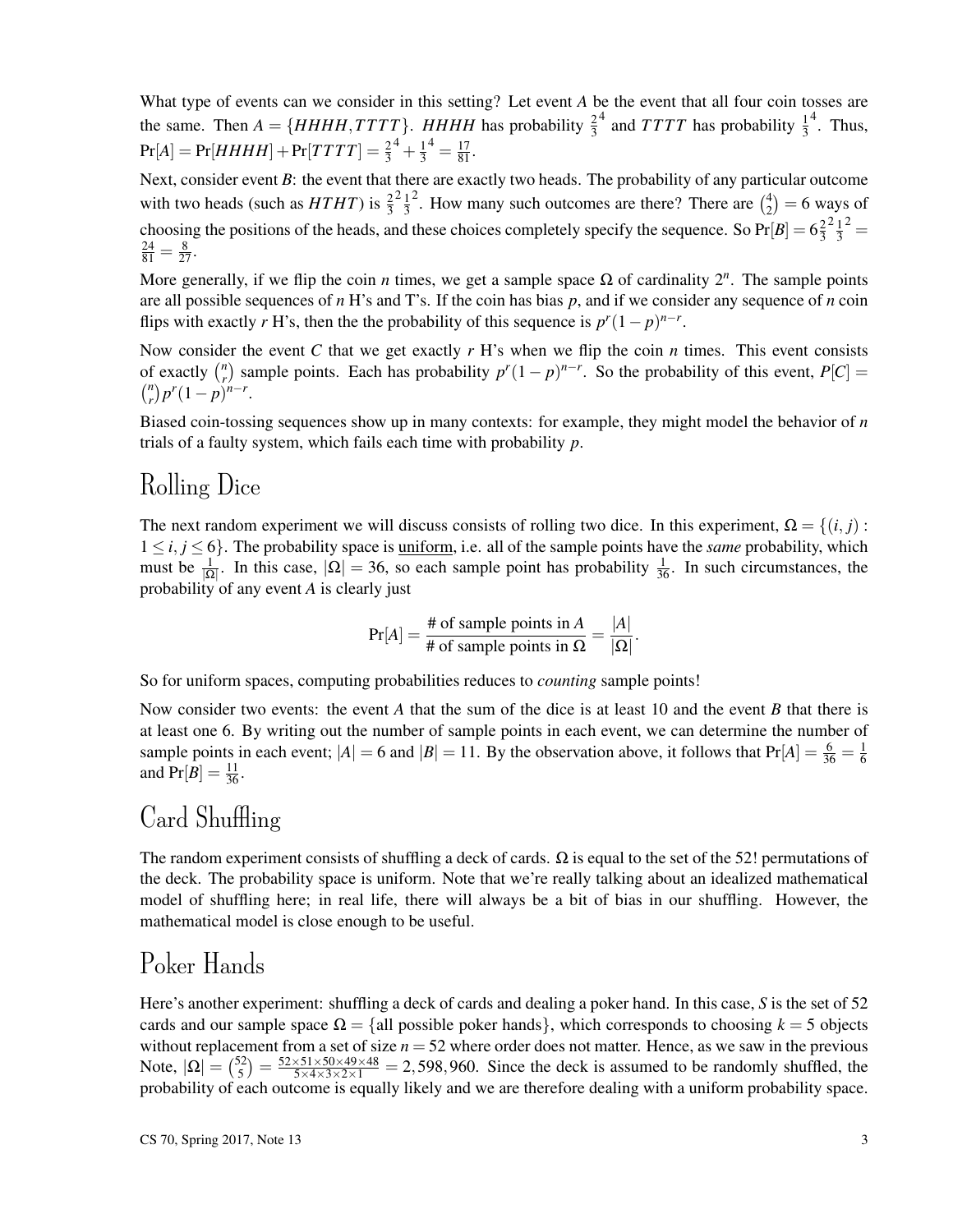What type of events can we consider in this setting? Let event $A$ be the event that all four coin tosses are the same. Then $A = \{HHHH, TTTT\}$. $HHHH$ has probability $\frac{2}{3}^4$ and $TTTT$ has probability $\frac{1}{3}^4$. Thus, $\Pr[A] = \Pr[HHHH] + \Pr[TTTT] = \frac{2}{3}^4 + \frac{1}{3}^4 = \frac{17}{81}$.

Next, consider event $B$: the event that there are exactly two heads. The probability of any particular outcome with two heads (such as $HTHT$) is $\frac{2}{3}^2 \frac{1}{3}^2$. How many such outcomes are there? There are $\binom{4}{2} = 6$ ways of choosing the positions of the heads, and these choices completely specify the sequence. So $\Pr[B] = 6\frac{2}{3}^2\frac{1}{3}^2 = \frac{24}{81} = \frac{8}{27}$.

More generally, if we flip the coin $n$ times, we get a sample space $\Omega$ of cardinality $2^n$. The sample points are all possible sequences of $n$ H's and T's. If the coin has bias $p$, and if we consider any sequence of $n$ coin flips with exactly $r$ H's, then the the probability of this sequence is $p^r(1-p)^{n-r}$.

Now consider the event $C$ that we get exactly $r$ H's when we flip the coin $n$ times. This event consists of exactly $\binom{n}{r}$ sample points. Each has probability $p^r(1-p)^{n-r}$. So the probability of this event, $P[C] = \binom{n}{r}p^r(1-p)^{n-r}$.

Biased coin-tossing sequences show up in many contexts: for example, they might model the behavior of $n$ trials of a faulty system, which fails each time with probability $p$.

# Rolling Dice

The next random experiment we will discuss consists of rolling two dice. In this experiment, $\Omega = \{(i, j) : 1 \le i, j \le 6\}$. The probability space is uniform, i.e. all of the sample points have the *same* probability, which must be $\frac{1}{|\Omega|}$. In this case, $|\Omega| = 36$, so each sample point has probability $\frac{1}{36}$. In such circumstances, the probability of any event $A$ is clearly just

$$\Pr[A] = \frac{\text{\# of sample points in } A}{\text{\# of sample points in } \Omega} = \frac{|A|}{|\Omega|}.$$

So for uniform spaces, computing probabilities reduces to *counting* sample points!

Now consider two events: the event $A$ that the sum of the dice is at least 10 and the event $B$ that there is at least one 6. By writing out the number of sample points in each event, we can determine the number of sample points in each event; $|A| = 6$ and $|B| = 11$. By the observation above, it follows that $\Pr[A] = \frac{6}{36} = \frac{1}{6}$ and $\Pr[B] = \frac{11}{36}$.

# Card Shuffling

The random experiment consists of shuffling a deck of cards. $\Omega$ is equal to the set of the 52! permutations of the deck. The probability space is uniform. Note that we're really talking about an idealized mathematical model of shuffling here; in real life, there will always be a bit of bias in our shuffling. However, the mathematical model is close enough to be useful.

# Poker Hands

Here's another experiment: shuffling a deck of cards and dealing a poker hand. In this case, $S$ is the set of 52 cards and our sample space $\Omega = \{\text{all possible poker hands}\}$, which corresponds to choosing $k = 5$ objects without replacement from a set of size $n = 52$ where order does not matter. Hence, as we saw in the previous Note, $|\Omega| = \binom{52}{5} = \frac{52\times51\times50\times49\times48}{5\times4\times3\times2\times1} = 2,598,960$. Since the deck is assumed to be randomly shuffled, the probability of each outcome is equally likely and we are therefore dealing with a uniform probability space.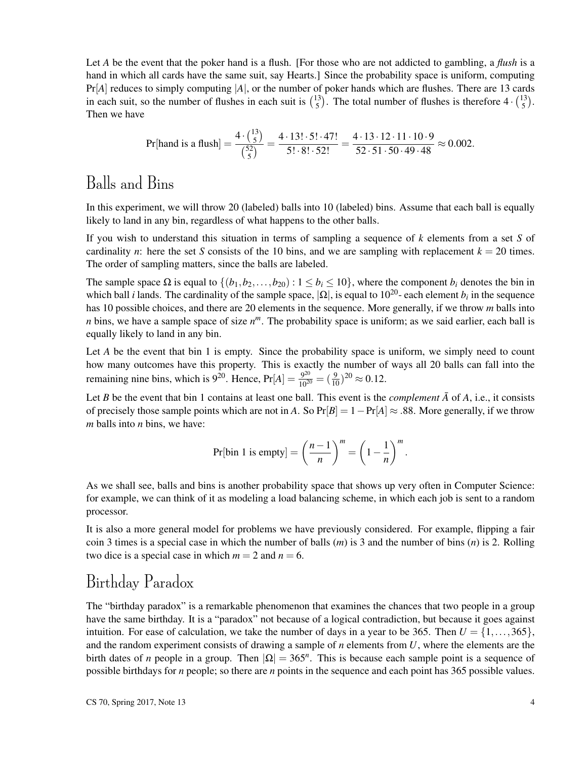Let $A$ be the event that the poker hand is a flush. [For those who are not addicted to gambling, a *flush* is a hand in which all cards have the same suit, say Hearts.] Since the probability space is uniform, computing $\Pr[A]$ reduces to simply computing $|A|$, or the number of poker hands which are flushes. There are 13 cards in each suit, so the number of flushes in each suit is $\binom{13}{5}$. The total number of flushes is therefore $4 \cdot \binom{13}{5}$. Then we have

$$\Pr[\text{hand is a flush}] = \frac{4 \cdot \binom{13}{5}}{\binom{52}{5}} = \frac{4 \cdot 13! \cdot 5! \cdot 47!}{5! \cdot 8! \cdot 52!} = \frac{4 \cdot 13 \cdot 12 \cdot 11 \cdot 10 \cdot 9}{52 \cdot 51 \cdot 50 \cdot 49 \cdot 48} \approx 0.002.$$

# Balls and Bins

In this experiment, we will throw 20 (labeled) balls into 10 (labeled) bins. Assume that each ball is equally likely to land in any bin, regardless of what happens to the other balls.

If you wish to understand this situation in terms of sampling a sequence of $k$ elements from a set $S$ of cardinality $n$: here the set $S$ consists of the 10 bins, and we are sampling with replacement $k = 20$ times. The order of sampling matters, since the balls are labeled.

The sample space $\Omega$ is equal to $\{(b_1, b_2, \ldots, b_{20}) : 1 \le b_i \le 10\}$, where the component $b_i$ denotes the bin in which ball $i$ lands. The cardinality of the sample space, $|\Omega|$, is equal to $10^{20}$- each element $b_i$ in the sequence has 10 possible choices, and there are 20 elements in the sequence. More generally, if we throw $m$ balls into $n$ bins, we have a sample space of size $n^m$. The probability space is uniform; as we said earlier, each ball is equally likely to land in any bin.

Let $A$ be the event that bin 1 is empty. Since the probability space is uniform, we simply need to count how many outcomes have this property. This is exactly the number of ways all 20 balls can fall into the remaining nine bins, which is $9^{20}$. Hence, $\Pr[A] = \frac{9^{20}}{10^{20}} = (\frac{9}{10})^{20} \approx 0.12$.

Let $B$ be the event that bin 1 contains at least one ball. This event is the *complement* $\bar{A}$ of $A$, i.e., it consists of precisely those sample points which are not in $A$. So $\Pr[B] = 1 - \Pr[A] \approx .88$. More generally, if we throw $m$ balls into $n$ bins, we have:

$$\Pr[\text{bin 1 is empty}] = \left(\frac{n-1}{n}\right)^m = \left(1 - \frac{1}{n}\right)^m.$$

As we shall see, balls and bins is another probability space that shows up very often in Computer Science: for example, we can think of it as modeling a load balancing scheme, in which each job is sent to a random processor.

It is also a more general model for problems we have previously considered. For example, flipping a fair coin 3 times is a special case in which the number of balls ($m$) is 3 and the number of bins ($n$) is 2. Rolling two dice is a special case in which $m = 2$ and $n = 6$.

# Birthday Paradox

The "birthday paradox" is a remarkable phenomenon that examines the chances that two people in a group have the same birthday. It is a "paradox" not because of a logical contradiction, but because it goes against intuition. For ease of calculation, we take the number of days in a year to be 365. Then $U = \{1, \ldots, 365\}$, and the random experiment consists of drawing a sample of $n$ elements from $U$, where the elements are the birth dates of $n$ people in a group. Then $|\Omega| = 365^n$. This is because each sample point is a sequence of possible birthdays for $n$ people; so there are $n$ points in the sequence and each point has 365 possible values.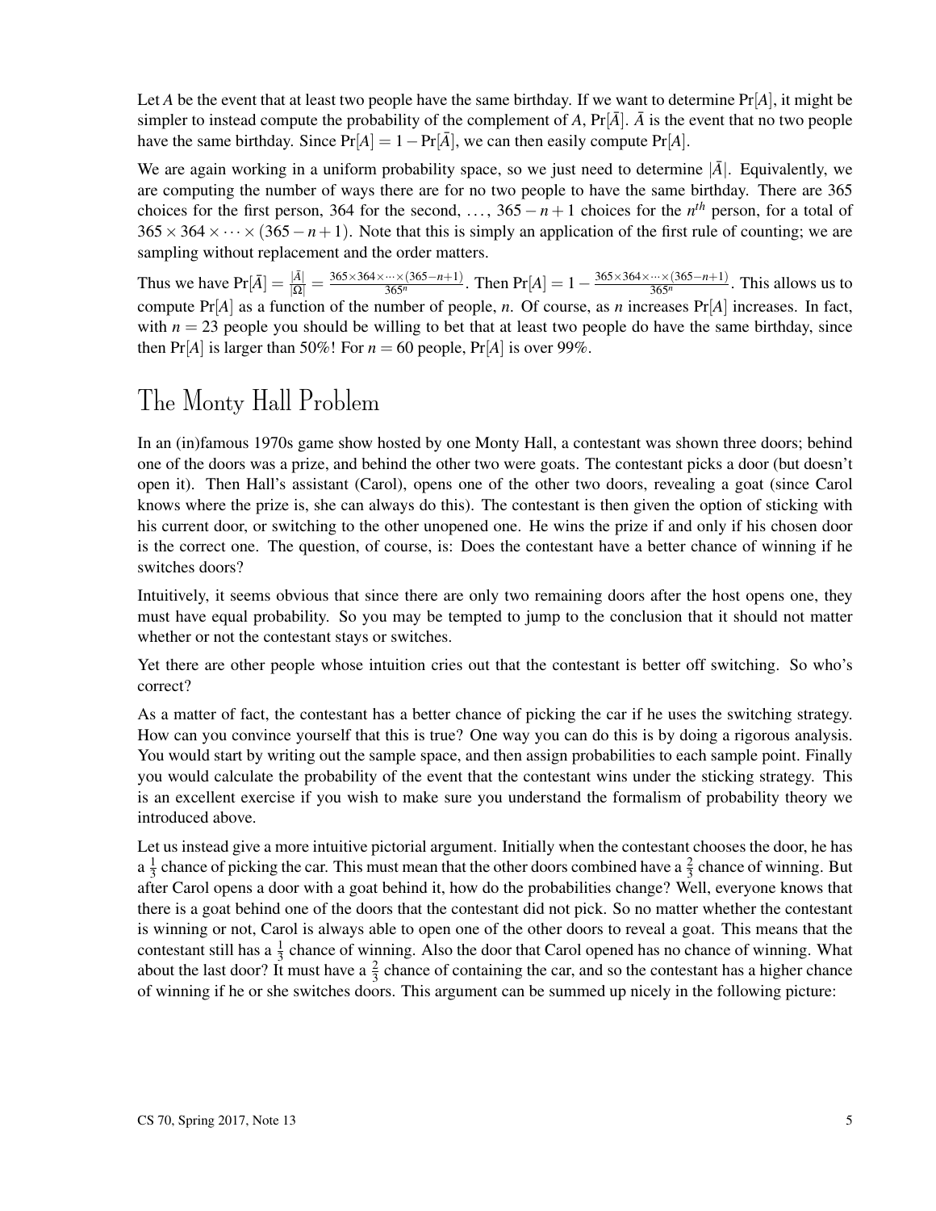Let $A$ be the event that at least two people have the same birthday. If we want to determine $\Pr[A]$, it might be simpler to instead compute the probability of the complement of $A$, $\Pr[\bar{A}]$. $\bar{A}$ is the event that no two people have the same birthday. Since $\Pr[A] = 1 - \Pr[\bar{A}]$, we can then easily compute $\Pr[A]$.

We are again working in a uniform probability space, so we just need to determine $|\bar{A}|$. Equivalently, we are computing the number of ways there are for no two people to have the same birthday. There are 365 choices for the first person, 364 for the second, $\ldots$, $365 - n + 1$ choices for the $n^{th}$ person, for a total of $365 \times 364 \times \cdots \times (365 - n + 1)$. Note that this is simply an application of the first rule of counting; we are sampling without replacement and the order matters.

Thus we have $\Pr[\bar{A}] = \frac{|\bar{A}|}{|\Omega|} = \frac{365 \times 364 \times \cdots \times (365-n+1)}{365^n}$. Then $\Pr[A] = 1 - \frac{365 \times 364 \times \cdots \times (365-n+1)}{365^n}$. This allows us to compute $\Pr[A]$ as a function of the number of people, $n$. Of course, as $n$ increases $\Pr[A]$ increases. In fact, with $n = 23$ people you should be willing to bet that at least two people do have the same birthday, since then $\Pr[A]$ is larger than 50%! For $n = 60$ people, $\Pr[A]$ is over 99%.

# The Monty Hall Problem

In an (in)famous 1970s game show hosted by one Monty Hall, a contestant was shown three doors; behind one of the doors was a prize, and behind the other two were goats. The contestant picks a door (but doesn't open it). Then Hall's assistant (Carol), opens one of the other two doors, revealing a goat (since Carol knows where the prize is, she can always do this). The contestant is then given the option of sticking with his current door, or switching to the other unopened one. He wins the prize if and only if his chosen door is the correct one. The question, of course, is: Does the contestant have a better chance of winning if he switches doors?

Intuitively, it seems obvious that since there are only two remaining doors after the host opens one, they must have equal probability. So you may be tempted to jump to the conclusion that it should not matter whether or not the contestant stays or switches.

Yet there are other people whose intuition cries out that the contestant is better off switching. So who's correct?

As a matter of fact, the contestant has a better chance of picking the car if he uses the switching strategy. How can you convince yourself that this is true? One way you can do this is by doing a rigorous analysis. You would start by writing out the sample space, and then assign probabilities to each sample point. Finally you would calculate the probability of the event that the contestant wins under the sticking strategy. This is an excellent exercise if you wish to make sure you understand the formalism of probability theory we introduced above.

Let us instead give a more intuitive pictorial argument. Initially when the contestant chooses the door, he has a $\frac{1}{3}$ chance of picking the car. This must mean that the other doors combined have a $\frac{2}{3}$ chance of winning. But after Carol opens a door with a goat behind it, how do the probabilities change? Well, everyone knows that there is a goat behind one of the doors that the contestant did not pick. So no matter whether the contestant is winning or not, Carol is always able to open one of the other doors to reveal a goat. This means that the contestant still has a $\frac{1}{3}$ chance of winning. Also the door that Carol opened has no chance of winning. What about the last door? It must have a $\frac{2}{3}$ chance of containing the car, and so the contestant has a higher chance of winning if he or she switches doors. This argument can be summed up nicely in the following picture: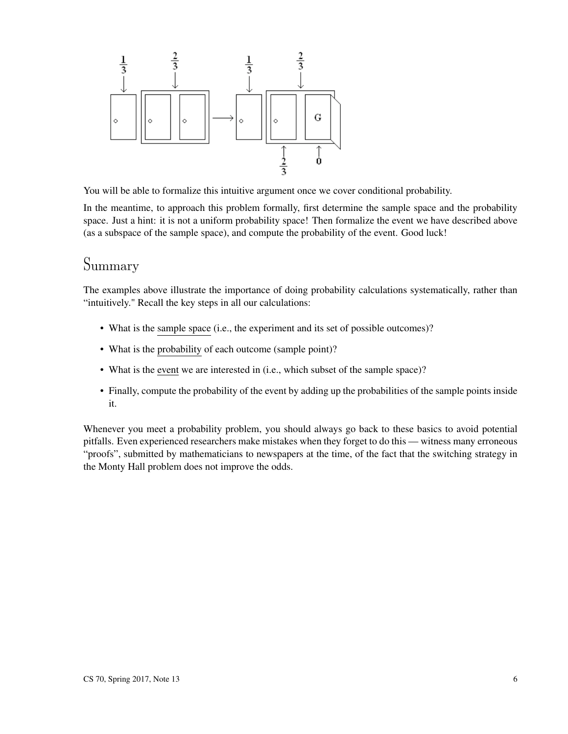1/3
2/3
1/3
2/3
G
2/3
0

You will be able to formalize this intuitive argument once we cover conditional probability.

In the meantime, to approach this problem formally, first determine the sample space and the probability space. Just a hint: it is not a uniform probability space! Then formalize the event we have described above (as a subspace of the sample space), and compute the probability of the event. Good luck!

## Summary

The examples above illustrate the importance of doing probability calculations systematically, rather than "intuitively." Recall the key steps in all our calculations:

- What is the sample space (i.e., the experiment and its set of possible outcomes)?
- What is the probability of each outcome (sample point)?
- What is the event we are interested in (i.e., which subset of the sample space)?
- Finally, compute the probability of the event by adding up the probabilities of the sample points inside it.

Whenever you meet a probability problem, you should always go back to these basics to avoid potential pitfalls. Even experienced researchers make mistakes when they forget to do this — witness many erroneous "proofs", submitted by mathematicians to newspapers at the time, of the fact that the switching strategy in the Monty Hall problem does not improve the odds.